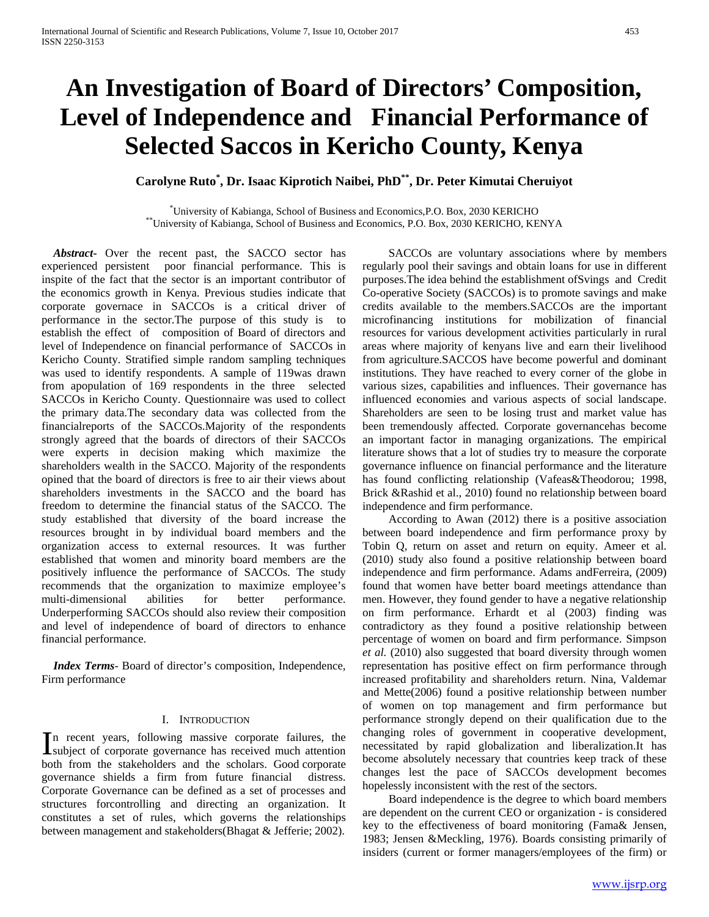# An Investigation of Board of Directors' Composition, Level of Independence and Financial Performance of Selected Saccos in Kericho County, Kenya

**Carolyne Ruto[*], Dr. Isaac Kiprotich Naibei, PhD[**], Dr. Peter Kimutai Cheruiyot**

[*]University of Kabianga, School of Business and Economics,P.O. Box, 2030 KERICHO
[**]University of Kabianga, School of Business and Economics, P.O. Box, 2030 KERICHO, KENYA

***Abstract***- Over the recent past, the SACCO sector has experienced persistent poor financial performance. This is inspite of the fact that the sector is an important contributor of the economics growth in Kenya. Previous studies indicate that corporate governance in SACCOs is a critical driver of performance in the sector.The purpose of this study is to establish the effect of composition of Board of directors and level of Independence on financial performance of SACCOs in Kericho County. Stratified simple random sampling techniques was used to identify respondents. A sample of 119was drawn from apopulation of 169 respondents in the three selected SACCOs in Kericho County. Questionnaire was used to collect the primary data.The secondary data was collected from the financialreports of the SACCOs.Majority of the respondents strongly agreed that the boards of directors of their SACCOs were experts in decision making which maximize the shareholders wealth in the SACCO. Majority of the respondents opined that the board of directors is free to air their views about shareholders investments in the SACCO and the board has freedom to determine the financial status of the SACCO. The study established that diversity of the board increase the resources brought in by individual board members and the organization access to external resources. It was further established that women and minority board members are the positively influence the performance of SACCOs. The study recommends that the organization to maximize employee's multi-dimensional abilities for better performance. Underperforming SACCOs should also review their composition and level of independence of board of directors to enhance financial performance.

***Index Terms***- Board of director's composition, Independence, Firm performance

## I. Introduction

In recent years, following massive corporate failures, the subject of corporate governance has received much attention both from the stakeholders and the scholars. Good corporate governance shields a firm from future financial distress. Corporate Governance can be defined as a set of processes and structures forcontrolling and directing an organization. It constitutes a set of rules, which governs the relationships between management and stakeholders(Bhagat & Jefferie; 2002).

SACCOs are voluntary associations where by members regularly pool their savings and obtain loans for use in different purposes.The idea behind the establishment ofSvings and Credit Co-operative Society (SACCOs) is to promote savings and make credits available to the members.SACCOs are the important microfinancing institutions for mobilization of financial resources for various development activities particularly in rural areas where majority of kenyans live and earn their livelihood from agriculture.SACCOS have become powerful and dominant institutions. They have reached to every corner of the globe in various sizes, capabilities and influences. Their governance has influenced economies and various aspects of social landscape. Shareholders are seen to be losing trust and market value has been tremendously affected. Corporate governancehas become an important factor in managing organizations. The empirical literature shows that a lot of studies try to measure the corporate governance influence on financial performance and the literature has found conflicting relationship (Vafeas&Theodorou; 1998, Brick &Rashid et al., 2010) found no relationship between board independence and firm performance.

According to Awan (2012) there is a positive association between board independence and firm performance proxy by Tobin Q, return on asset and return on equity. Ameer et al. (2010) study also found a positive relationship between board independence and firm performance. Adams andFerreira, (2009) found that women have better board meetings attendance than men. However, they found gender to have a negative relationship on firm performance. Erhardt et al (2003) finding was contradictory as they found a positive relationship between percentage of women on board and firm performance. Simpson *et al.* (2010) also suggested that board diversity through women representation has positive effect on firm performance through increased profitability and shareholders return. Nina, Valdemar and Mette(2006) found a positive relationship between number of women on top management and firm performance but performance strongly depend on their qualification due to the changing roles of government in cooperative development, necessitated by rapid globalization and liberalization.It has become absolutely necessary that countries keep track of these changes lest the pace of SACCOs development becomes hopelessly inconsistent with the rest of the sectors.

Board independence is the degree to which board members are dependent on the current CEO or organization - is considered key to the effectiveness of board monitoring (Fama& Jensen, 1983; Jensen &Meckling, 1976). Boards consisting primarily of insiders (current or former managers/employees of the firm) or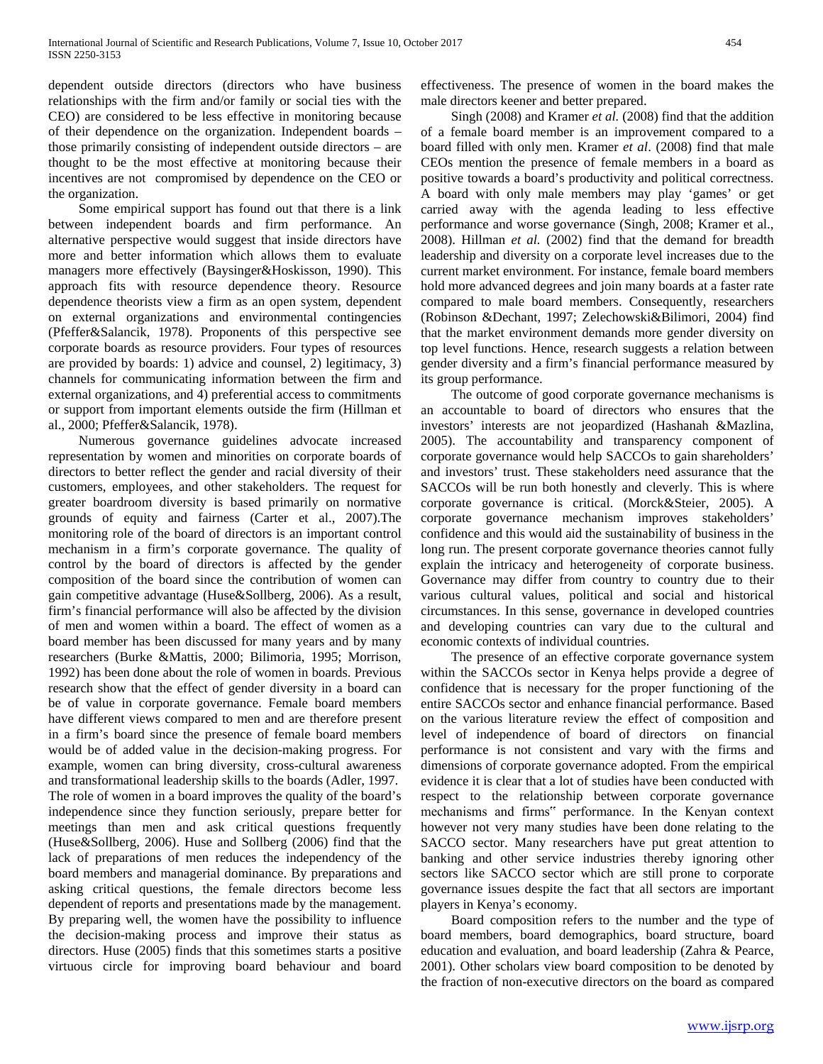dependent outside directors (directors who have business relationships with the firm and/or family or social ties with the CEO) are considered to be less effective in monitoring because of their dependence on the organization. Independent boards – those primarily consisting of independent outside directors – are thought to be the most effective at monitoring because their incentives are not compromised by dependence on the CEO or the organization.

Some empirical support has found out that there is a link between independent boards and firm performance. An alternative perspective would suggest that inside directors have more and better information which allows them to evaluate managers more effectively (Baysinger&Hoskisson, 1990). This approach fits with resource dependence theory. Resource dependence theorists view a firm as an open system, dependent on external organizations and environmental contingencies (Pfeffer&Salancik, 1978). Proponents of this perspective see corporate boards as resource providers. Four types of resources are provided by boards: 1) advice and counsel, 2) legitimacy, 3) channels for communicating information between the firm and external organizations, and 4) preferential access to commitments or support from important elements outside the firm (Hillman et al., 2000; Pfeffer&Salancik, 1978).

Numerous governance guidelines advocate increased representation by women and minorities on corporate boards of directors to better reflect the gender and racial diversity of their customers, employees, and other stakeholders. The request for greater boardroom diversity is based primarily on normative grounds of equity and fairness (Carter et al., 2007).The monitoring role of the board of directors is an important control mechanism in a firm's corporate governance. The quality of control by the board of directors is affected by the gender composition of the board since the contribution of women can gain competitive advantage (Huse&Sollberg, 2006). As a result, firm's financial performance will also be affected by the division of men and women within a board. The effect of women as a board member has been discussed for many years and by many researchers (Burke &Mattis, 2000; Bilimoria, 1995; Morrison, 1992) has been done about the role of women in boards. Previous research show that the effect of gender diversity in a board can be of value in corporate governance. Female board members have different views compared to men and are therefore present in a firm's board since the presence of female board members would be of added value in the decision-making progress. For example, women can bring diversity, cross-cultural awareness and transformational leadership skills to the boards (Adler, 1997. The role of women in a board improves the quality of the board's independence since they function seriously, prepare better for meetings than men and ask critical questions frequently (Huse&Sollberg, 2006). Huse and Sollberg (2006) find that the lack of preparations of men reduces the independency of the board members and managerial dominance. By preparations and asking critical questions, the female directors become less dependent of reports and presentations made by the management. By preparing well, the women have the possibility to influence the decision-making process and improve their status as directors. Huse (2005) finds that this sometimes starts a positive virtuous circle for improving board behaviour and board effectiveness. The presence of women in the board makes the male directors keener and better prepared.

Singh (2008) and Kramer *et al.* (2008) find that the addition of a female board member is an improvement compared to a board filled with only men. Kramer *et al*. (2008) find that male CEOs mention the presence of female members in a board as positive towards a board's productivity and political correctness. A board with only male members may play 'games' or get carried away with the agenda leading to less effective performance and worse governance (Singh, 2008; Kramer et al., 2008). Hillman *et al.* (2002) find that the demand for breadth leadership and diversity on a corporate level increases due to the current market environment. For instance, female board members hold more advanced degrees and join many boards at a faster rate compared to male board members. Consequently, researchers (Robinson &Dechant, 1997; Zelechowski&Bilimori, 2004) find that the market environment demands more gender diversity on top level functions. Hence, research suggests a relation between gender diversity and a firm's financial performance measured by its group performance.

The outcome of good corporate governance mechanisms is an accountable to board of directors who ensures that the investors' interests are not jeopardized (Hashanah &Mazlina, 2005). The accountability and transparency component of corporate governance would help SACCOs to gain shareholders' and investors' trust. These stakeholders need assurance that the SACCOs will be run both honestly and cleverly. This is where corporate governance is critical. (Morck&Steier, 2005). A corporate governance mechanism improves stakeholders' confidence and this would aid the sustainability of business in the long run. The present corporate governance theories cannot fully explain the intricacy and heterogeneity of corporate business. Governance may differ from country to country due to their various cultural values, political and social and historical circumstances. In this sense, governance in developed countries and developing countries can vary due to the cultural and economic contexts of individual countries.

The presence of an effective corporate governance system within the SACCOs sector in Kenya helps provide a degree of confidence that is necessary for the proper functioning of the entire SACCOs sector and enhance financial performance. Based on the various literature review the effect of composition and level of independence of board of directors on financial performance is not consistent and vary with the firms and dimensions of corporate governance adopted. From the empirical evidence it is clear that a lot of studies have been conducted with respect to the relationship between corporate governance mechanisms and firms" performance. In the Kenyan context however not very many studies have been done relating to the SACCO sector. Many researchers have put great attention to banking and other service industries thereby ignoring other sectors like SACCO sector which are still prone to corporate governance issues despite the fact that all sectors are important players in Kenya's economy.

Board composition refers to the number and the type of board members, board demographics, board structure, board education and evaluation, and board leadership (Zahra & Pearce, 2001). Other scholars view board composition to be denoted by the fraction of non-executive directors on the board as compared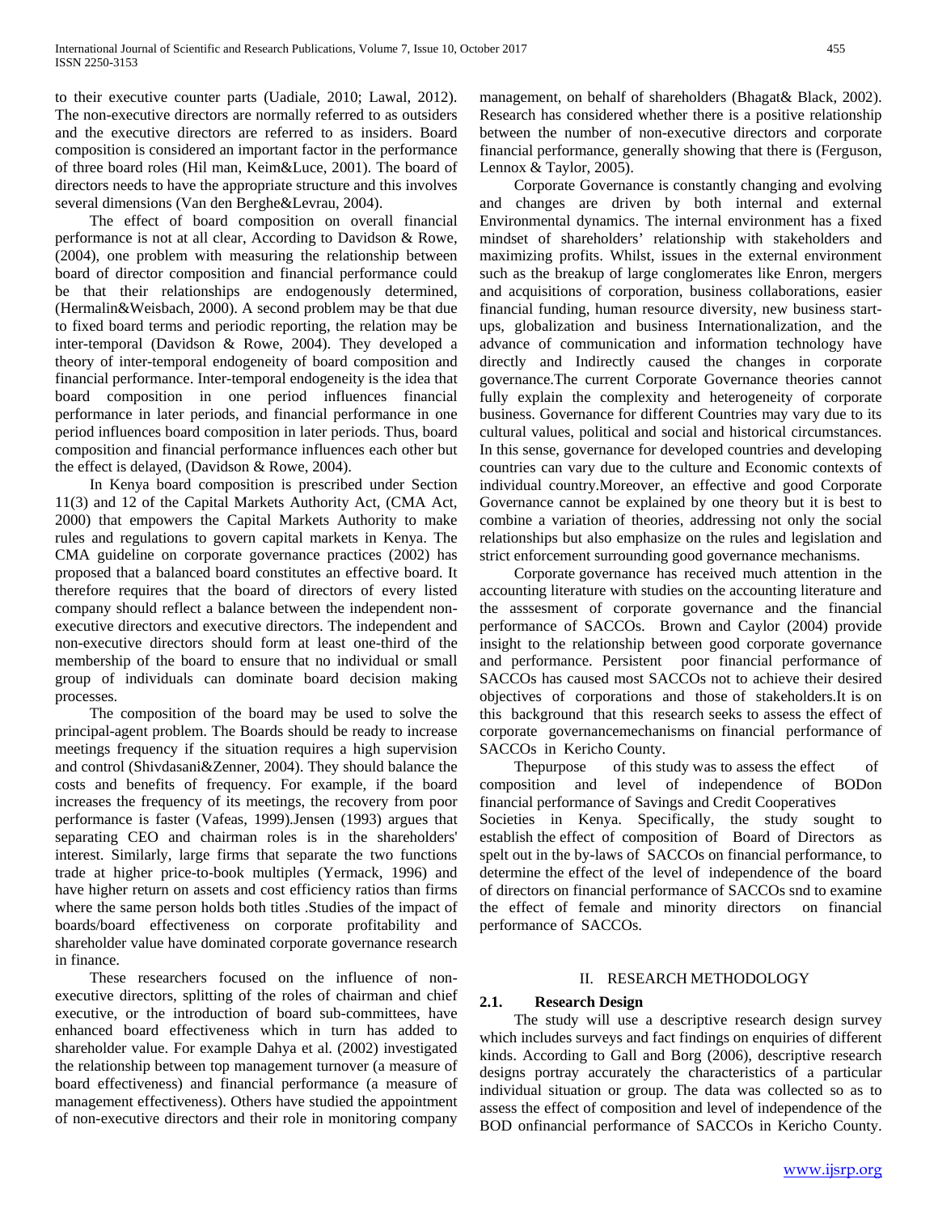to their executive counter parts (Uadiale, 2010; Lawal, 2012). The non-executive directors are normally referred to as outsiders and the executive directors are referred to as insiders. Board composition is considered an important factor in the performance of three board roles (Hil man, Keim&Luce, 2001). The board of directors needs to have the appropriate structure and this involves several dimensions (Van den Berghe&Levrau, 2004).

The effect of board composition on overall financial performance is not at all clear, According to Davidson & Rowe, (2004), one problem with measuring the relationship between board of director composition and financial performance could be that their relationships are endogenously determined, (Hermalin&Weisbach, 2000). A second problem may be that due to fixed board terms and periodic reporting, the relation may be inter-temporal (Davidson & Rowe, 2004). They developed a theory of inter-temporal endogeneity of board composition and financial performance. Inter-temporal endogeneity is the idea that board composition in one period influences financial performance in later periods, and financial performance in one period influences board composition in later periods. Thus, board composition and financial performance influences each other but the effect is delayed, (Davidson & Rowe, 2004).

In Kenya board composition is prescribed under Section 11(3) and 12 of the Capital Markets Authority Act, (CMA Act, 2000) that empowers the Capital Markets Authority to make rules and regulations to govern capital markets in Kenya. The CMA guideline on corporate governance practices (2002) has proposed that a balanced board constitutes an effective board. It therefore requires that the board of directors of every listed company should reflect a balance between the independent non-executive directors and executive directors. The independent and non-executive directors should form at least one-third of the membership of the board to ensure that no individual or small group of individuals can dominate board decision making processes.

The composition of the board may be used to solve the principal-agent problem. The Boards should be ready to increase meetings frequency if the situation requires a high supervision and control (Shivdasani&Zenner, 2004). They should balance the costs and benefits of frequency. For example, if the board increases the frequency of its meetings, the recovery from poor performance is faster (Vafeas, 1999).Jensen (1993) argues that separating CEO and chairman roles is in the shareholders' interest. Similarly, large firms that separate the two functions trade at higher price-to-book multiples (Yermack, 1996) and have higher return on assets and cost efficiency ratios than firms where the same person holds both titles .Studies of the impact of boards/board effectiveness on corporate profitability and shareholder value have dominated corporate governance research in finance.

These researchers focused on the influence of non-executive directors, splitting of the roles of chairman and chief executive, or the introduction of board sub-committees, have enhanced board effectiveness which in turn has added to shareholder value. For example Dahya et al. (2002) investigated the relationship between top management turnover (a measure of board effectiveness) and financial performance (a measure of management effectiveness). Others have studied the appointment of non-executive directors and their role in monitoring company management, on behalf of shareholders (Bhagat& Black, 2002). Research has considered whether there is a positive relationship between the number of non-executive directors and corporate financial performance, generally showing that there is (Ferguson, Lennox & Taylor, 2005).

Corporate Governance is constantly changing and evolving and changes are driven by both internal and external Environmental dynamics. The internal environment has a fixed mindset of shareholders' relationship with stakeholders and maximizing profits. Whilst, issues in the external environment such as the breakup of large conglomerates like Enron, mergers and acquisitions of corporation, business collaborations, easier financial funding, human resource diversity, new business start-ups, globalization and business Internationalization, and the advance of communication and information technology have directly and Indirectly caused the changes in corporate governance.The current Corporate Governance theories cannot fully explain the complexity and heterogeneity of corporate business. Governance for different Countries may vary due to its cultural values, political and social and historical circumstances. In this sense, governance for developed countries and developing countries can vary due to the culture and Economic contexts of individual country.Moreover, an effective and good Corporate Governance cannot be explained by one theory but it is best to combine a variation of theories, addressing not only the social relationships but also emphasize on the rules and legislation and strict enforcement surrounding good governance mechanisms.

Corporate governance has received much attention in the accounting literature with studies on the accounting literature and the asssesment of corporate governance and the financial performance of SACCOs. Brown and Caylor (2004) provide insight to the relationship between good corporate governance and performance. Persistent poor financial performance of SACCOs has caused most SACCOs not to achieve their desired objectives of corporations and those of stakeholders.It is on this background that this research seeks to assess the effect of corporate governancemechanisms on financial performance of SACCOs in Kericho County.

Thepurpose of this study was to assess the effect of composition and level of independence of BODon financial performance of Savings and Credit Cooperatives Societies in Kenya. Specifically, the study sought to establish the effect of composition of Board of Directors as spelt out in the by-laws of SACCOs on financial performance, to determine the effect of the level of independence of the board of directors on financial performance of SACCOs snd to examine the effect of female and minority directors on financial performance of SACCOs.

## II. RESEARCH METHODOLOGY

### 2.1. Research Design

The study will use a descriptive research design survey which includes surveys and fact findings on enquiries of different kinds. According to Gall and Borg (2006), descriptive research designs portray accurately the characteristics of a particular individual situation or group. The data was collected so as to assess the effect of composition and level of independence of the BOD onfinancial performance of SACCOs in Kericho County.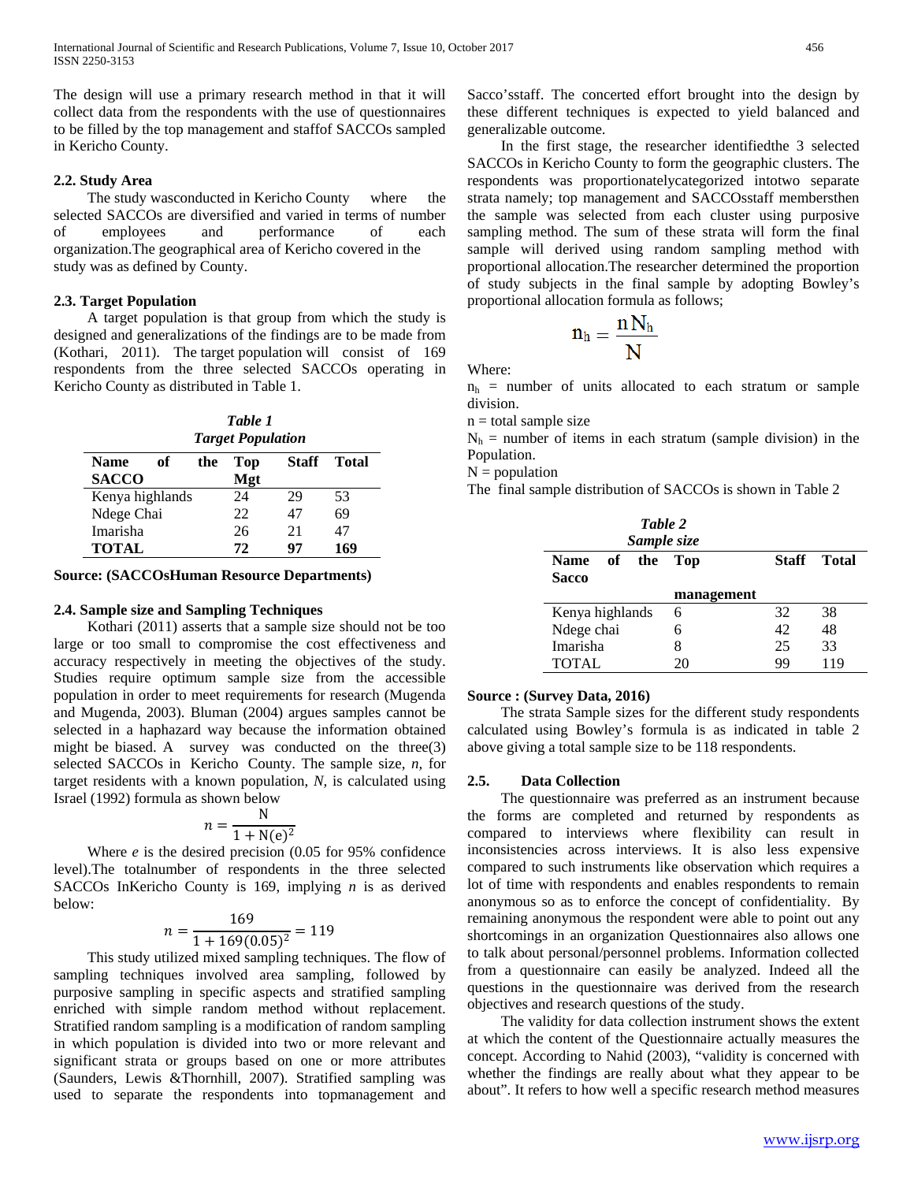The design will use a primary research method in that it will collect data from the respondents with the use of questionnaires to be filled by the top management and staffof SACCOs sampled in Kericho County.

### 2.2. Study Area

The study wasconducted in Kericho County where the selected SACCOs are diversified and varied in terms of number of employees and performance of each organization.The geographical area of Kericho covered in the study was as defined by County.

### 2.3. Target Population

A target population is that group from which the study is designed and generalizations of the findings are to be made from (Kothari, 2011). The target population will consist of 169 respondents from the three selected SACCOs operating in Kericho County as distributed in Table 1.

***Table 1***
***Target Population***

| Name of the SACCO | Top Mgt | Staff | Total |
|---|---|---|---|
| Kenya highlands | 24 | 29 | 53 |
| Ndege Chai | 22 | 47 | 69 |
| Imarisha | 26 | 21 | 47 |
| **TOTAL** | **72** | **97** | **169** |

**Source: (SACCOsHuman Resource Departments)**

### 2.4. Sample size and Sampling Techniques

Kothari (2011) asserts that a sample size should not be too large or too small to compromise the cost effectiveness and accuracy respectively in meeting the objectives of the study. Studies require optimum sample size from the accessible population in order to meet requirements for research (Mugenda and Mugenda, 2003). Bluman (2004) argues samples cannot be selected in a haphazard way because the information obtained might be biased. A survey was conducted on the three(3) selected SACCOs in Kericho County. The sample size, *n,* for target residents with a known population, *N,* is calculated using Israel (1992) formula as shown below

$$n = \frac{\text{N}}{1 + \text{N(e)}^2}$$

Where *e* is the desired precision (0.05 for 95% confidence level).The totalnumber of respondents in the three selected SACCOs InKericho County is 169, implying *n* is as derived below:

$$n = \frac{169}{1 + 169(0.05)^2} = 119$$

This study utilized mixed sampling techniques. The flow of sampling techniques involved area sampling, followed by purposive sampling in specific aspects and stratified sampling enriched with simple random method without replacement. Stratified random sampling is a modification of random sampling in which population is divided into two or more relevant and significant strata or groups based on one or more attributes (Saunders, Lewis &Thornhill, 2007). Stratified sampling was used to separate the respondents into topmanagement and Sacco'sstaff. The concerted effort brought into the design by these different techniques is expected to yield balanced and generalizable outcome.

In the first stage, the researcher identifiedthe 3 selected SACCOs in Kericho County to form the geographic clusters. The respondents was proportionatelycategorized intotwo separate strata namely; top management and SACCOsstaff membersthen the sample was selected from each cluster using purposive sampling method. The sum of these strata will form the final sample will derived using random sampling method with proportional allocation.The researcher determined the proportion of study subjects in the final sample by adopting Bowley's proportional allocation formula as follows;

$$n_h = \frac{n N_h}{N}$$

Where:

$n_h$ = number of units allocated to each stratum or sample division.

n = total sample size

$N_h$ = number of items in each stratum (sample division) in the Population.

N = population

The final sample distribution of SACCOs is shown in Table 2

***Table 2***
***Sample size***

| Name of the Sacco | Top management | Staff | Total |
|---|---|---|---|
| Kenya highlands | 6 | 32 | 38 |
| Ndege chai | 6 | 42 | 48 |
| Imarisha | 8 | 25 | 33 |
| TOTAL | 20 | 99 | 119 |

**Source : (Survey Data, 2016)**

The strata Sample sizes for the different study respondents calculated using Bowley's formula is as indicated in table 2 above giving a total sample size to be 118 respondents.

### 2.5. Data Collection

The questionnaire was preferred as an instrument because the forms are completed and returned by respondents as compared to interviews where flexibility can result in inconsistencies across interviews. It is also less expensive compared to such instruments like observation which requires a lot of time with respondents and enables respondents to remain anonymous so as to enforce the concept of confidentiality. By remaining anonymous the respondent were able to point out any shortcomings in an organization Questionnaires also allows one to talk about personal/personnel problems. Information collected from a questionnaire can easily be analyzed. Indeed all the questions in the questionnaire was derived from the research objectives and research questions of the study.

The validity for data collection instrument shows the extent at which the content of the Questionnaire actually measures the concept. According to Nahid (2003), "validity is concerned with whether the findings are really about what they appear to be about". It refers to how well a specific research method measures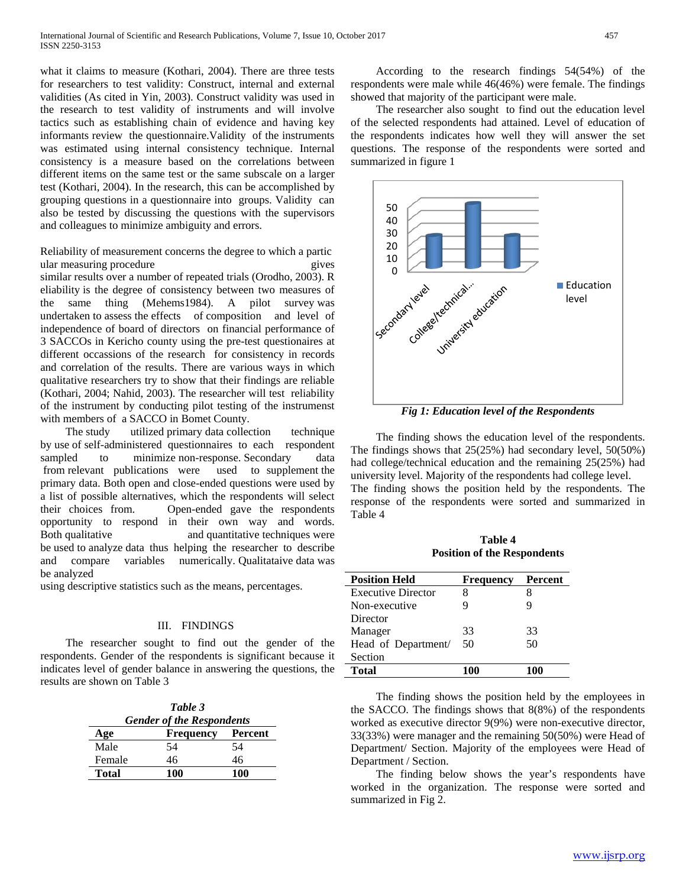what it claims to measure (Kothari, 2004). There are three tests for researchers to test validity: Construct, internal and external validities (As cited in Yin, 2003). Construct validity was used in the research to test validity of instruments and will involve tactics such as establishing chain of evidence and having key informants review the questionnaire.Validity of the instruments was estimated using internal consistency technique. Internal consistency is a measure based on the correlations between different items on the same test or the same subscale on a larger test (Kothari, 2004). In the research, this can be accomplished by grouping questions in a questionnaire into groups. Validity can also be tested by discussing the questions with the supervisors and colleagues to minimize ambiguity and errors.

Reliability of measurement concerns the degree to which a partic ular measuring procedure gives similar results over a number of repeated trials (Orodho, 2003). R eliability is the degree of consistency between two measures of the same thing (Mehems1984). A pilot survey was undertaken to assess the effects of composition and level of independence of board of directors on financial performance of 3 SACCOs in Kericho county using the pre-test questionaires at different occassions of the research for consistency in records and correlation of the results. There are various ways in which qualitative researchers try to show that their findings are reliable (Kothari, 2004; Nahid, 2003). The researcher will test reliability of the instrument by conducting pilot testing of the instrumenst with members of a SACCO in Bomet County.

The study utilized primary data collection technique by use of self-administered questionnaires to each respondent sampled to minimize non-response. Secondary data from relevant publications were used to supplement the primary data. Both open and close-ended questions were used by a list of possible alternatives, which the respondents will select their choices from. Open-ended gave the respondents opportunity to respond in their own way and words. Both qualitative and quantitative techniques were be used to analyze data thus helping the researcher to describe and compare variables numerically. Qualitataive data was be analyzed

using descriptive statistics such as the means, percentages.

## III. FINDINGS

The researcher sought to find out the gender of the respondents. Gender of the respondents is significant because it indicates level of gender balance in answering the questions, the results are shown on Table 3

***Table 3***
***Gender of the Respondents***

| Age | Frequency | Percent |
|---|---|---|
| Male | 54 | 54 |
| Female | 46 | 46 |
| **Total** | **100** | **100** |

According to the research findings 54(54%) of the respondents were male while 46(46%) were female. The findings showed that majority of the participant were male.

The researcher also sought to find out the education level of the selected respondents had attained. Level of education of the respondents indicates how well they will answer the set questions. The response of the respondents were sorted and summarized in figure 1

*Fig 1: Education level of the Respondents*

The finding shows the education level of the respondents. The findings shows that 25(25%) had secondary level, 50(50%) had college/technical education and the remaining 25(25%) had university level. Majority of the respondents had college level. The finding shows the position held by the respondents. The response of the respondents were sorted and summarized in Table 4

**Table 4**
**Position of the Respondents**

| Position Held | Frequency | Percent |
|---|---|---|
| Executive Director | 8 | 8 |
| Non-executive Director | 9 | 9 |
| Manager | 33 | 33 |
| Head of Department/ Section | 50 | 50 |
| **Total** | **100** | **100** |

The finding shows the position held by the employees in the SACCO. The findings shows that 8(8%) of the respondents worked as executive director 9(9%) were non-executive director, 33(33%) were manager and the remaining 50(50%) were Head of Department/ Section. Majority of the employees were Head of Department / Section.

The finding below shows the year's respondents have worked in the organization. The response were sorted and summarized in Fig 2.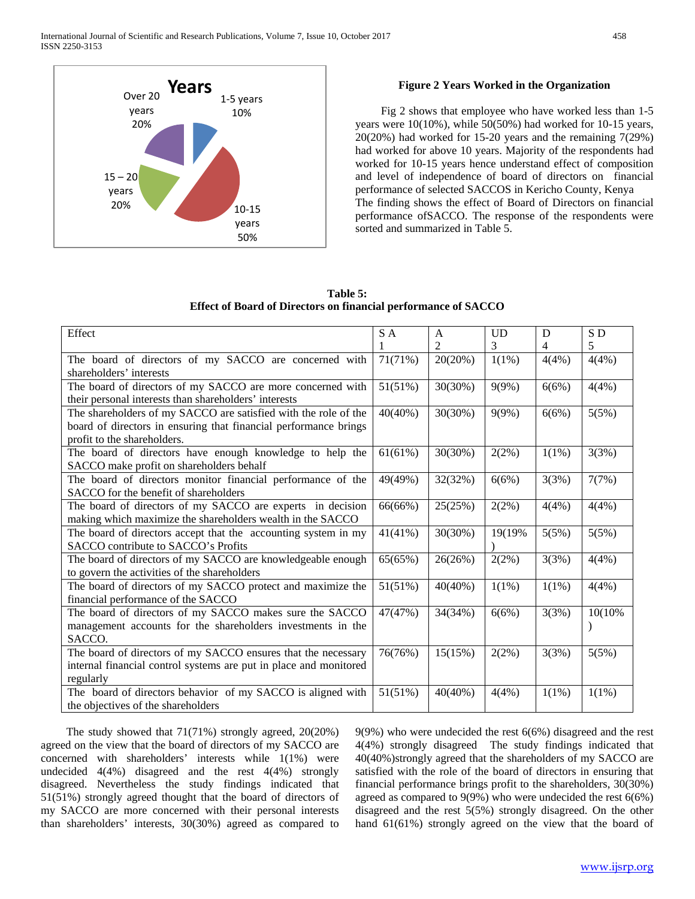**Figure 2 Years Worked in the Organization**

Fig 2 shows that employee who have worked less than 1-5 years were 10(10%), while 50(50%) had worked for 10-15 years, 20(20%) had worked for 15-20 years and the remaining 7(29%) had worked for above 10 years. Majority of the respondents had worked for 10-15 years hence understand effect of composition and level of independence of board of directors on financial performance of selected SACCOS in Kericho County, Kenya

The finding shows the effect of Board of Directors on financial performance ofSACCO. The response of the respondents were sorted and summarized in Table 5.

**Table 5:**
**Effect of Board of Directors on financial performance of SACCO**

| Effect | S A<br>1 | A<br>2 | UD<br>3 | D<br>4 | S D<br>5 |
|---|---|---|---|---|---|
| The board of directors of my SACCO are concerned with shareholders' interests | 71(71%) | 20(20%) | 1(1%) | 4(4%) | 4(4%) |
| The board of directors of my SACCO are more concerned with their personal interests than shareholders' interests | 51(51%) | 30(30%) | 9(9%) | 6(6%) | 4(4%) |
| The shareholders of my SACCO are satisfied with the role of the board of directors in ensuring that financial performance brings profit to the shareholders. | 40(40%) | 30(30%) | 9(9%) | 6(6%) | 5(5%) |
| The board of directors have enough knowledge to help the SACCO make profit on shareholders behalf | 61(61%) | 30(30%) | 2(2%) | 1(1%) | 3(3%) |
| The board of directors monitor financial performance of the SACCO for the benefit of shareholders | 49(49%) | 32(32%) | 6(6%) | 3(3%) | 7(7%) |
| The board of directors of my SACCO are experts in decision making which maximize the shareholders wealth in the SACCO | 66(66%) | 25(25%) | 2(2%) | 4(4%) | 4(4%) |
| The board of directors accept that the accounting system in my SACCO contribute to SACCO's Profits | 41(41%) | 30(30%) | 19(19%) | 5(5%) | 5(5%) |
| The board of directors of my SACCO are knowledgeable enough to govern the activities of the shareholders | 65(65%) | 26(26%) | 2(2%) | 3(3%) | 4(4%) |
| The board of directors of my SACCO protect and maximize the financial performance of the SACCO | 51(51%) | 40(40%) | 1(1%) | 1(1%) | 4(4%) |
| The board of directors of my SACCO makes sure the SACCO management accounts for the shareholders investments in the SACCO. | 47(47%) | 34(34%) | 6(6%) | 3(3%) | 10(10%) |
| The board of directors of my SACCO ensures that the necessary internal financial control systems are put in place and monitored regularly | 76(76%) | 15(15%) | 2(2%) | 3(3%) | 5(5%) |
| The board of directors behavior of my SACCO is aligned with the objectives of the shareholders | 51(51%) | 40(40%) | 4(4%) | 1(1%) | 1(1%) |

The study showed that 71(71%) strongly agreed, 20(20%) agreed on the view that the board of directors of my SACCO are concerned with shareholders' interests while 1(1%) were undecided 4(4%) disagreed and the rest 4(4%) strongly disagreed. Nevertheless the study findings indicated that 51(51%) strongly agreed thought that the board of directors of my SACCO are more concerned with their personal interests than shareholders' interests, 30(30%) agreed as compared to 9(9%) who were undecided the rest 6(6%) disagreed and the rest 4(4%) strongly disagreed The study findings indicated that 40(40%)strongly agreed that the shareholders of my SACCO are satisfied with the role of the board of directors in ensuring that financial performance brings profit to the shareholders, 30(30%) agreed as compared to 9(9%) who were undecided the rest 6(6%) disagreed and the rest 5(5%) strongly disagreed. On the other hand 61(61%) strongly agreed on the view that the board of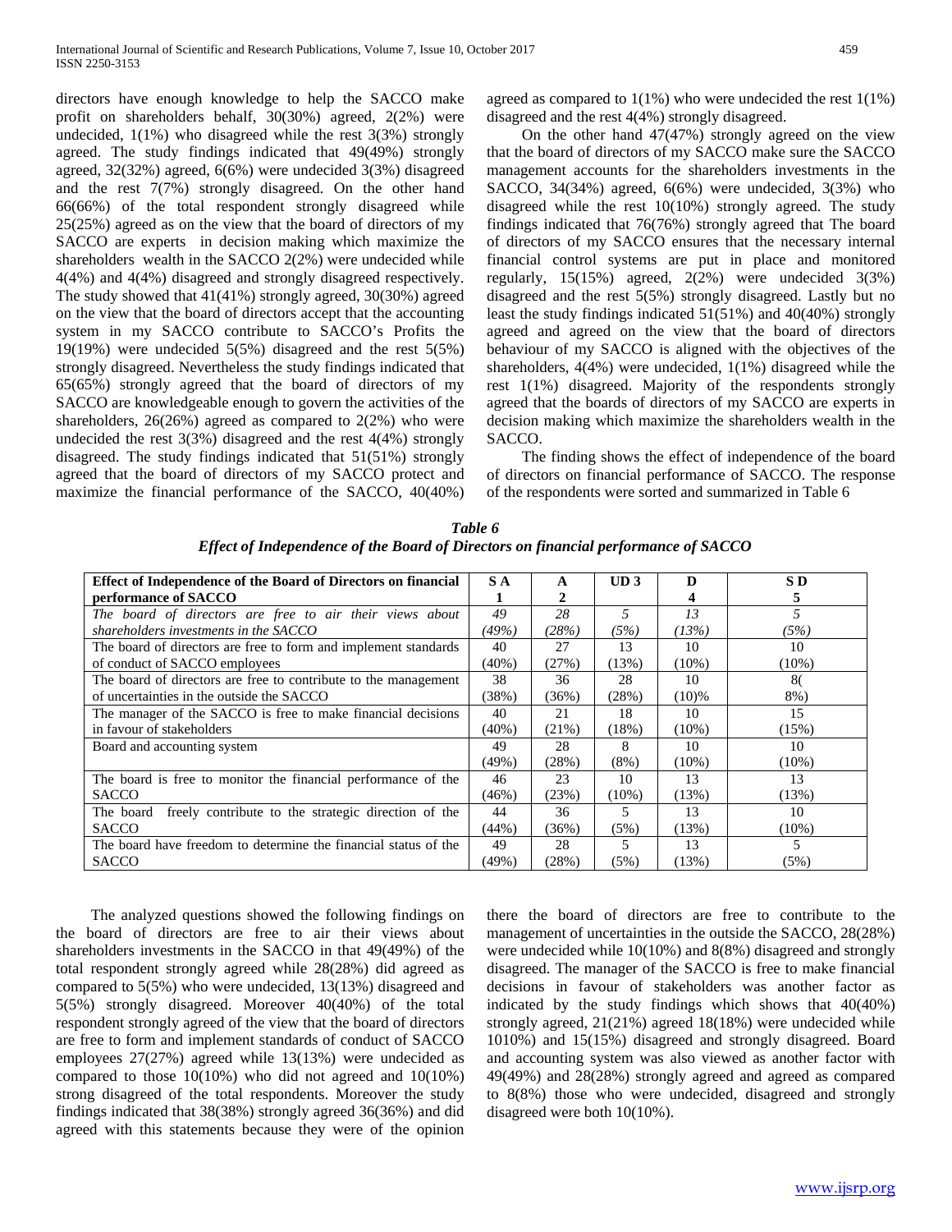directors have enough knowledge to help the SACCO make profit on shareholders behalf, 30(30%) agreed, 2(2%) were undecided, 1(1%) who disagreed while the rest 3(3%) strongly agreed. The study findings indicated that 49(49%) strongly agreed, 32(32%) agreed, 6(6%) were undecided 3(3%) disagreed and the rest 7(7%) strongly disagreed. On the other hand 66(66%) of the total respondent strongly disagreed while 25(25%) agreed as on the view that the board of directors of my SACCO are experts in decision making which maximize the shareholders wealth in the SACCO 2(2%) were undecided while 4(4%) and 4(4%) disagreed and strongly disagreed respectively. The study showed that 41(41%) strongly agreed, 30(30%) agreed on the view that the board of directors accept that the accounting system in my SACCO contribute to SACCO's Profits the 19(19%) were undecided 5(5%) disagreed and the rest 5(5%) strongly disagreed. Nevertheless the study findings indicated that 65(65%) strongly agreed that the board of directors of my SACCO are knowledgeable enough to govern the activities of the shareholders, 26(26%) agreed as compared to 2(2%) who were undecided the rest 3(3%) disagreed and the rest 4(4%) strongly disagreed. The study findings indicated that 51(51%) strongly agreed that the board of directors of my SACCO protect and maximize the financial performance of the SACCO, 40(40%) agreed as compared to 1(1%) who were undecided the rest 1(1%) disagreed and the rest 4(4%) strongly disagreed.

On the other hand 47(47%) strongly agreed on the view that the board of directors of my SACCO make sure the SACCO management accounts for the shareholders investments in the SACCO, 34(34%) agreed, 6(6%) were undecided, 3(3%) who disagreed while the rest 10(10%) strongly agreed. The study findings indicated that 76(76%) strongly agreed that The board of directors of my SACCO ensures that the necessary internal financial control systems are put in place and monitored regularly, 15(15%) agreed, 2(2%) were undecided 3(3%) disagreed and the rest 5(5%) strongly disagreed. Lastly but no least the study findings indicated 51(51%) and 40(40%) strongly agreed and agreed on the view that the board of directors behaviour of my SACCO is aligned with the objectives of the shareholders, 4(4%) were undecided, 1(1%) disagreed while the rest 1(1%) disagreed. Majority of the respondents strongly agreed that the boards of directors of my SACCO are experts in decision making which maximize the shareholders wealth in the SACCO.

The finding shows the effect of independence of the board of directors on financial performance of SACCO. The response of the respondents were sorted and summarized in Table 6

***Table 6***
***Effect of Independence of the Board of Directors on financial performance of SACCO***

| **Effect of Independence of the Board of Directors on financial performance of SACCO** | **S A 1** | **A 2** | **UD 3** | **D 4** | **S D 5** |
|---|---|---|---|---|---|
| *The board of directors are free to air their views about shareholders investments in the SACCO* | *49 (49%)* | *28 (28%)* | *5 (5%)* | *13 (13%)* | *5 (5%)* |
| The board of directors are free to form and implement standards of conduct of SACCO employees | 40 (40%) | 27 (27%) | 13 (13%) | 10 (10%) | 10 (10%) |
| The board of directors are free to contribute to the management of uncertainties in the outside the SACCO | 38 (38%) | 36 (36%) | 28 (28%) | 10 (10)% | 8( 8%) |
| The manager of the SACCO is free to make financial decisions in favour of stakeholders | 40 (40%) | 21 (21%) | 18 (18%) | 10 (10%) | 15 (15%) |
| Board and accounting system | 49 (49%) | 28 (28%) | 8 (8%) | 10 (10%) | 10 (10%) |
| The board is free to monitor the financial performance of the SACCO | 46 (46%) | 23 (23%) | 10 (10%) | 13 (13%) | 13 (13%) |
| The board freely contribute to the strategic direction of the SACCO | 44 (44%) | 36 (36%) | 5 (5%) | 13 (13%) | 10 (10%) |
| The board have freedom to determine the financial status of the SACCO | 49 (49%) | 28 (28%) | 5 (5%) | 13 (13%) | 5 (5%) |

The analyzed questions showed the following findings on the board of directors are free to air their views about shareholders investments in the SACCO in that 49(49%) of the total respondent strongly agreed while 28(28%) did agreed as compared to 5(5%) who were undecided, 13(13%) disagreed and 5(5%) strongly disagreed. Moreover 40(40%) of the total respondent strongly agreed of the view that the board of directors are free to form and implement standards of conduct of SACCO employees 27(27%) agreed while 13(13%) were undecided as compared to those 10(10%) who did not agreed and 10(10%) strong disagreed of the total respondents. Moreover the study findings indicated that 38(38%) strongly agreed 36(36%) and did agreed with this statements because they were of the opinion there the board of directors are free to contribute to the management of uncertainties in the outside the SACCO, 28(28%) were undecided while 10(10%) and 8(8%) disagreed and strongly disagreed. The manager of the SACCO is free to make financial decisions in favour of stakeholders was another factor as indicated by the study findings which shows that 40(40%) strongly agreed, 21(21%) agreed 18(18%) were undecided while 1010%) and 15(15%) disagreed and strongly disagreed. Board and accounting system was also viewed as another factor with 49(49%) and 28(28%) strongly agreed and agreed as compared to 8(8%) those who were undecided, disagreed and strongly disagreed were both 10(10%).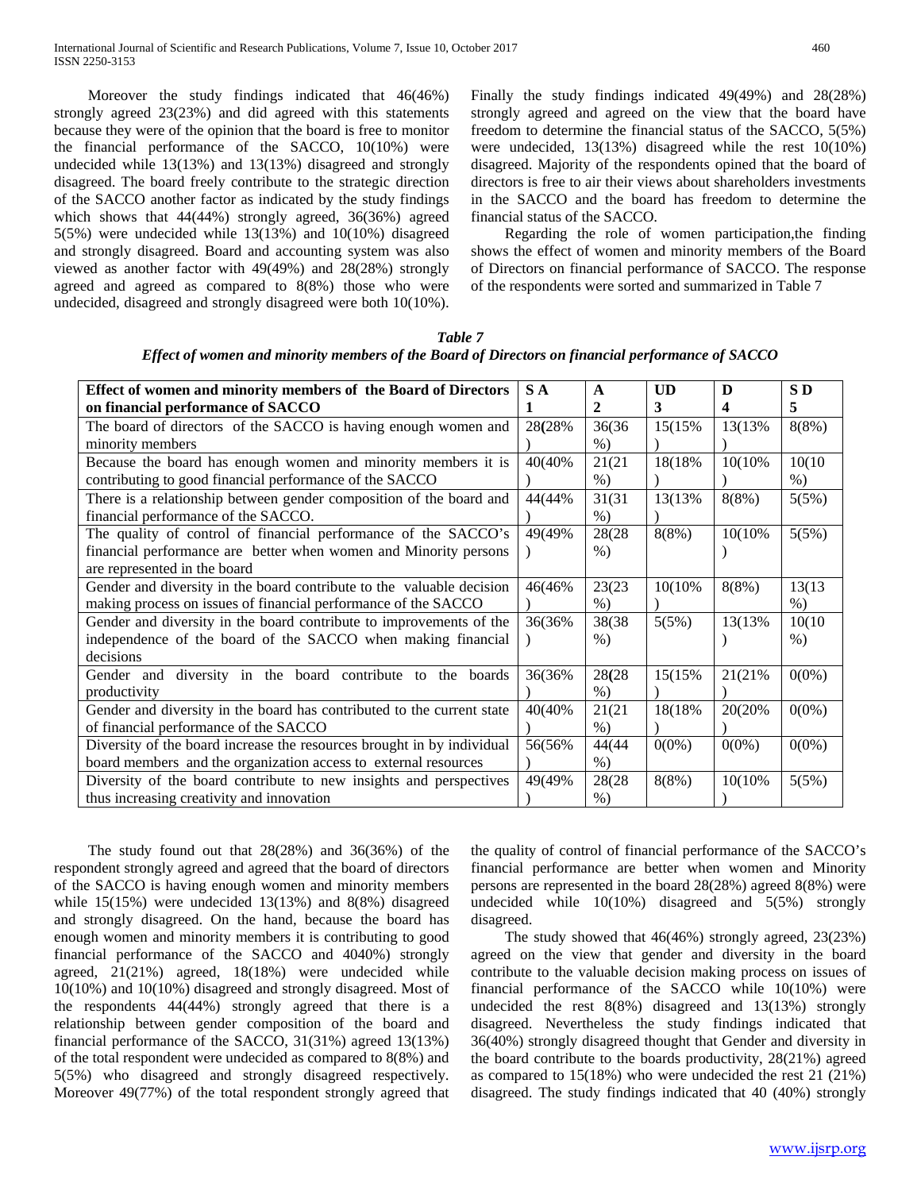Moreover the study findings indicated that 46(46%) strongly agreed 23(23%) and did agreed with this statements because they were of the opinion that the board is free to monitor the financial performance of the SACCO, 10(10%) were undecided while 13(13%) and 13(13%) disagreed and strongly disagreed. The board freely contribute to the strategic direction of the SACCO another factor as indicated by the study findings which shows that 44(44%) strongly agreed, 36(36%) agreed 5(5%) were undecided while 13(13%) and 10(10%) disagreed and strongly disagreed. Board and accounting system was also viewed as another factor with 49(49%) and 28(28%) strongly agreed and agreed as compared to 8(8%) those who were undecided, disagreed and strongly disagreed were both 10(10%). Finally the study findings indicated 49(49%) and 28(28%) strongly agreed and agreed on the view that the board have freedom to determine the financial status of the SACCO, 5(5%) were undecided, 13(13%) disagreed while the rest 10(10%) disagreed. Majority of the respondents opined that the board of directors is free to air their views about shareholders investments in the SACCO and the board has freedom to determine the financial status of the SACCO.

Regarding the role of women participation,the finding shows the effect of women and minority members of the Board of Directors on financial performance of SACCO. The response of the respondents were sorted and summarized in Table 7

***Table 7***
***Effect of women and minority members of the Board of Directors on financial performance of SACCO***

| Effect of women and minority members of the Board of Directors on financial performance of SACCO | S A 1 | A 2 | UD 3 | D 4 | S D 5 |
|---|---|---|---|---|---|
| The board of directors of the SACCO is having enough women and minority members | 28(28%) | 36(36%) | 15(15%) | 13(13%) | 8(8%) |
| Because the board has enough women and minority members it is contributing to good financial performance of the SACCO | 40(40%) | 21(21%) | 18(18%) | 10(10%) | 10(10%) |
| There is a relationship between gender composition of the board and financial performance of the SACCO. | 44(44%) | 31(31%) | 13(13%) | 8(8%) | 5(5%) |
| The quality of control of financial performance of the SACCO's financial performance are better when women and Minority persons are represented in the board | 49(49%) | 28(28%) | 8(8%) | 10(10%) | 5(5%) |
| Gender and diversity in the board contribute to the valuable decision making process on issues of financial performance of the SACCO | 46(46%) | 23(23%) | 10(10%) | 8(8%) | 13(13%) |
| Gender and diversity in the board contribute to improvements of the independence of the board of the SACCO when making financial decisions | 36(36%) | 38(38%) | 5(5%) | 13(13%) | 10(10%) |
| Gender and diversity in the board contribute to the boards productivity | 36(36%) | 28(28%) | 15(15%) | 21(21%) | 0(0%) |
| Gender and diversity in the board has contributed to the current state of financial performance of the SACCO | 40(40%) | 21(21%) | 18(18%) | 20(20%) | 0(0%) |
| Diversity of the board increase the resources brought in by individual board members and the organization access to external resources | 56(56%) | 44(44%) | 0(0%) | 0(0%) | 0(0%) |
| Diversity of the board contribute to new insights and perspectives thus increasing creativity and innovation | 49(49%) | 28(28%) | 8(8%) | 10(10%) | 5(5%) |

The study found out that 28(28%) and 36(36%) of the respondent strongly agreed and agreed that the board of directors of the SACCO is having enough women and minority members while 15(15%) were undecided 13(13%) and 8(8%) disagreed and strongly disagreed. On the hand, because the board has enough women and minority members it is contributing to good financial performance of the SACCO and 4040%) strongly agreed, 21(21%) agreed, 18(18%) were undecided while 10(10%) and 10(10%) disagreed and strongly disagreed. Most of the respondents 44(44%) strongly agreed that there is a relationship between gender composition of the board and financial performance of the SACCO, 31(31%) agreed 13(13%) of the total respondent were undecided as compared to 8(8%) and 5(5%) who disagreed and strongly disagreed respectively. Moreover 49(77%) of the total respondent strongly agreed that the quality of control of financial performance of the SACCO's financial performance are better when women and Minority persons are represented in the board 28(28%) agreed 8(8%) were undecided while 10(10%) disagreed and 5(5%) strongly disagreed.

The study showed that 46(46%) strongly agreed, 23(23%) agreed on the view that gender and diversity in the board contribute to the valuable decision making process on issues of financial performance of the SACCO while 10(10%) were undecided the rest 8(8%) disagreed and 13(13%) strongly disagreed. Nevertheless the study findings indicated that 36(40%) strongly disagreed thought that Gender and diversity in the board contribute to the boards productivity, 28(21%) agreed as compared to 15(18%) who were undecided the rest 21 (21%) disagreed. The study findings indicated that 40 (40%) strongly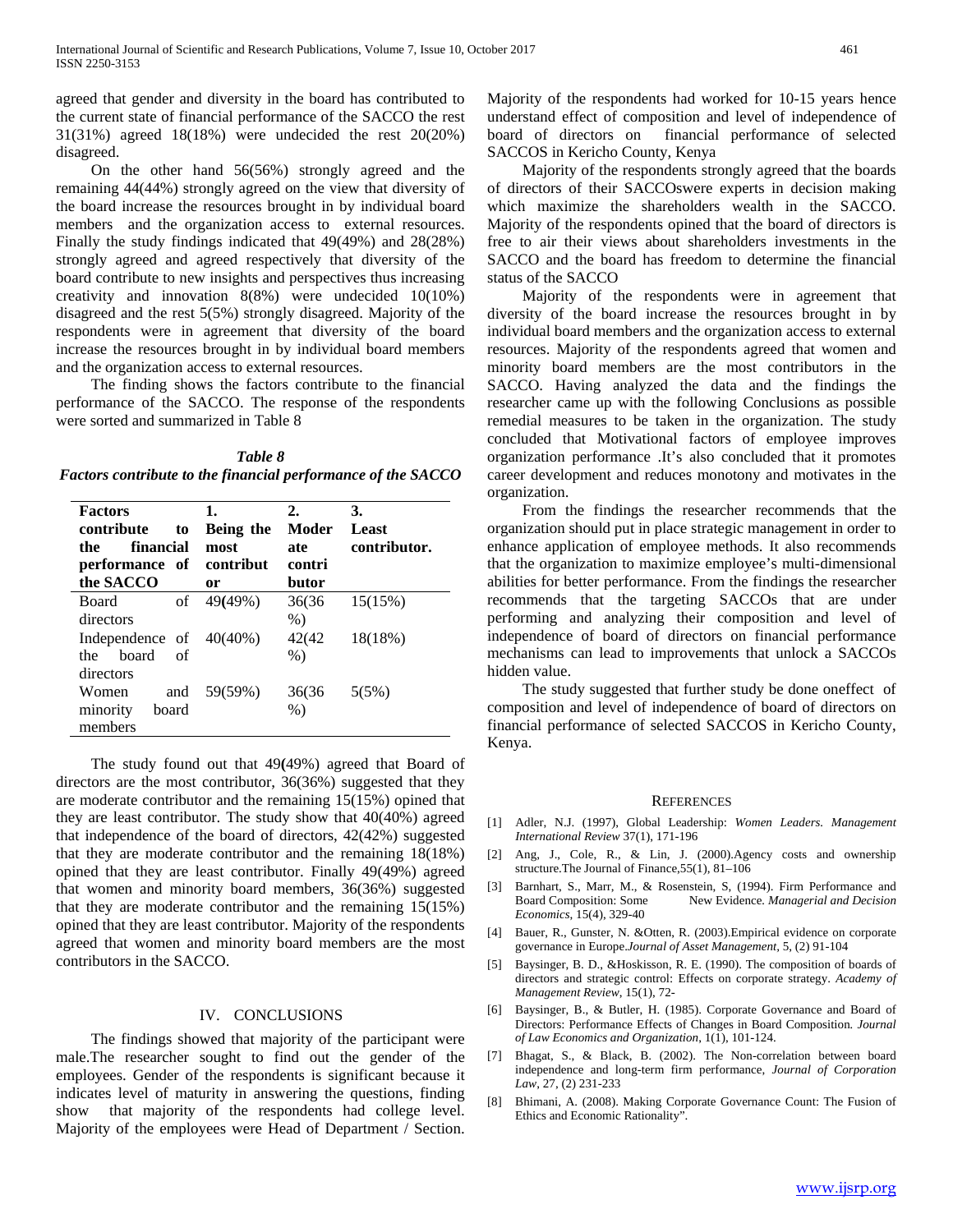agreed that gender and diversity in the board has contributed to the current state of financial performance of the SACCO the rest 31(31%) agreed 18(18%) were undecided the rest 20(20%) disagreed.

On the other hand 56(56%) strongly agreed and the remaining 44(44%) strongly agreed on the view that diversity of the board increase the resources brought in by individual board members and the organization access to external resources. Finally the study findings indicated that 49(49%) and 28(28%) strongly agreed and agreed respectively that diversity of the board contribute to new insights and perspectives thus increasing creativity and innovation 8(8%) were undecided 10(10%) disagreed and the rest 5(5%) strongly disagreed. Majority of the respondents were in agreement that diversity of the board increase the resources brought in by individual board members and the organization access to external resources.

The finding shows the factors contribute to the financial performance of the SACCO. The response of the respondents were sorted and summarized in Table 8

***Table 8***
***Factors contribute to the financial performance of the SACCO***

| **Factors contribute to the financial performance of the SACCO** | **1. Being the most contributor** | **2. Moderate contributor** | **3. Least contributor.** |
|---|---|---|---|
| Board of directors | 49**(**49%) | 36(36 %) | 15(15%) |
| Independence of the board of directors | 40(40%) | 42(42 %) | 18(18%) |
| Women and minority board members | 59(59%) | 36(36 %) | 5(5%) |

The study found out that 49**(**49%) agreed that Board of directors are the most contributor, 36(36%) suggested that they are moderate contributor and the remaining 15(15%) opined that they are least contributor. The study show that 40(40%) agreed that independence of the board of directors, 42(42%) suggested that they are moderate contributor and the remaining 18(18%) opined that they are least contributor. Finally 49(49%) agreed that women and minority board members, 36(36%) suggested that they are moderate contributor and the remaining 15(15%) opined that they are least contributor. Majority of the respondents agreed that women and minority board members are the most contributors in the SACCO.

## IV. CONCLUSIONS

The findings showed that majority of the participant were male.The researcher sought to find out the gender of the employees. Gender of the respondents is significant because it indicates level of maturity in answering the questions, finding show that majority of the respondents had college level. Majority of the employees were Head of Department / Section. Majority of the respondents had worked for 10-15 years hence understand effect of composition and level of independence of board of directors on financial performance of selected SACCOS in Kericho County, Kenya

Majority of the respondents strongly agreed that the boards of directors of their SACCOswere experts in decision making which maximize the shareholders wealth in the SACCO. Majority of the respondents opined that the board of directors is free to air their views about shareholders investments in the SACCO and the board has freedom to determine the financial status of the SACCO

Majority of the respondents were in agreement that diversity of the board increase the resources brought in by individual board members and the organization access to external resources. Majority of the respondents agreed that women and minority board members are the most contributors in the SACCO. Having analyzed the data and the findings the researcher came up with the following Conclusions as possible remedial measures to be taken in the organization. The study concluded that Motivational factors of employee improves organization performance .It's also concluded that it promotes career development and reduces monotony and motivates in the organization.

From the findings the researcher recommends that the organization should put in place strategic management in order to enhance application of employee methods. It also recommends that the organization to maximize employee's multi-dimensional abilities for better performance. From the findings the researcher recommends that the targeting SACCOs that are under performing and analyzing their composition and level of independence of board of directors on financial performance mechanisms can lead to improvements that unlock a SACCOs hidden value.

The study suggested that further study be done oneffect of composition and level of independence of board of directors on financial performance of selected SACCOS in Kericho County, Kenya.

## REFERENCES

[1] Adler, N.J. (1997), Global Leadership: *Women Leaders. Management International Review* 37(1), 171-196

[2] Ang, J., Cole, R., & Lin, J. (2000).Agency costs and ownership structure.The Journal of Finance,55(1), 81–106

[3] Barnhart, S., Marr, M., & Rosenstein, S, (1994). Firm Performance and Board Composition: Some New Evidence*. Managerial and Decision Economics*, 15(4), 329-40

[4] Bauer, R., Gunster, N. &Otten, R. (2003).Empirical evidence on corporate governance in Europe.*Journal of Asset Management*, 5, (2) 91-104

[5] Baysinger, B. D., &Hoskisson, R. E. (1990). The composition of boards of directors and strategic control: Effects on corporate strategy. *Academy of Management Review*, 15(1), 72-

[6] Baysinger, B., & Butler, H. (1985). Corporate Governance and Board of Directors: Performance Effects of Changes in Board Composition*. Journal of Law Economics and Organization*, 1(1), 101-124.

[7] Bhagat, S., & Black, B. (2002). The Non-correlation between board independence and long-term firm performance, *Journal of Corporation Law*, 27, (2) 231-233

[8] Bhimani, A. (2008). Making Corporate Governance Count: The Fusion of Ethics and Economic Rationality".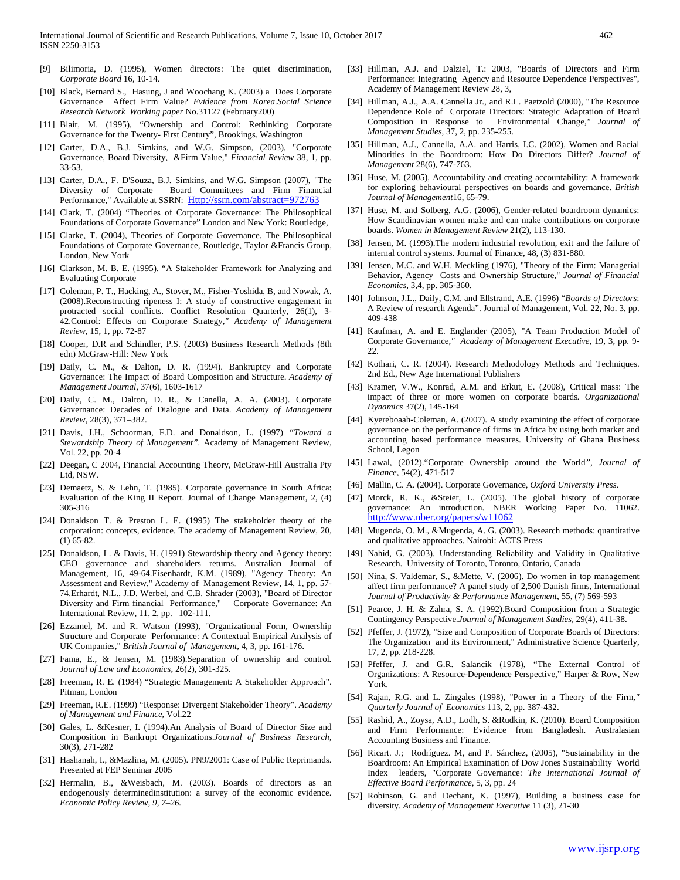[9] Bilimoria, D. (1995), Women directors: The quiet discrimination, *Corporate Board* 16, 10-14.

[10] Black, Bernard S., Hasung, J and Woochang K. (2003) a Does Corporate Governance Affect Firm Value? *Evidence from Korea.Social Science Research Network Working paper* No.31127 (February200)

[11] Blair, M. (1995), "Ownership and Control: Rethinking Corporate Governance for the Twenty- First Century", Brookings, Washington

[12] Carter, D.A., B.J. Simkins, and W.G. Simpson, (2003), "Corporate Governance, Board Diversity, &Firm Value," *Financial Review* 38, 1, pp. 33-53.

[13] Carter, D.A., F. D'Souza, B.J. Simkins, and W.G. Simpson (2007), "The Diversity of Corporate Board Committees and Firm Financial Performance," Available at SSRN: Http://ssrn.com/abstract=972763

[14] Clark, T. (2004) "Theories of Corporate Governance: The Philosophical Foundations of Corporate Governance" London and New York: Routledge,

[15] Clarke, T. (2004), Theories of Corporate Governance. The Philosophical Foundations of Corporate Governance, Routledge, Taylor &Francis Group, London, New York

[16] Clarkson, M. B. E. (1995). "A Stakeholder Framework for Analyzing and Evaluating Corporate

[17] Coleman, P. T., Hacking, A., Stover, M., Fisher-Yoshida, B, and Nowak, A. (2008).Reconstructing ripeness I: A study of constructive engagement in protracted social conflicts. Conflict Resolution Quarterly, 26(1), 3-42.Control: Effects on Corporate Strategy," *Academy of Management Review,* 15, 1, pp. 72-87

[18] Cooper, D.R and Schindler, P.S. (2003) Business Research Methods (8th edn) McGraw-Hill: New York

[19] Daily, C. M., & Dalton, D. R. (1994). Bankruptcy and Corporate Governance: The Impact of Board Composition and Structure. *Academy of Management Journal*, 37(6), 1603-1617

[20] Daily, C. M., Dalton, D. R., & Canella, A. A. (2003). Corporate Governance: Decades of Dialogue and Data. *Academy of Management Review*, 28(3), 371–382.

[21] Davis, J.H., Schoorman, F.D. and Donaldson, L. (1997) "*Toward a Stewardship Theory of Management*". Academy of Management Review, Vol. 22, pp. 20-4

[22] Deegan, C 2004, Financial Accounting Theory, McGraw-Hill Australia Pty Ltd, NSW.

[23] Demaetz, S. & Lehn, T. (1985). Corporate governance in South Africa: Evaluation of the King II Report. Journal of Change Management, 2, (4) 305-316

[24] Donaldson T. & Preston L. E. (1995) The stakeholder theory of the corporation: concepts, evidence. The academy of Management Review, 20, (1) 65-82.

[25] Donaldson, L. & Davis, H. (1991) Stewardship theory and Agency theory: CEO governance and shareholders returns. Australian Journal of Management, 16, 49-64.Eisenhardt, K.M. (1989), "Agency Theory: An Assessment and Review," Academy of Management Review, 14, 1, pp. 57-74.Erhardt, N.L., J.D. Werbel, and C.B. Shrader (2003), "Board of Director Diversity and Firm financial Performance," Corporate Governance: An International Review, 11, 2, pp. 102-111.

[26] Ezzamel, M. and R. Watson (1993), "Organizational Form, Ownership Structure and Corporate Performance: A Contextual Empirical Analysis of UK Companies," *British Journal of Management,* 4, 3, pp. 161-176.

[27] Fama, E., & Jensen, M. (1983).Separation of ownership and control. *Journal of Law and Economics*, 26(2), 301-325.

[28] Freeman, R. E. (1984) "Strategic Management: A Stakeholder Approach". Pitman, London

[29] Freeman, R.E. (1999) "Response: Divergent Stakeholder Theory". *Academy of Management and Finance*, Vol.22

[30] Gales, L. &Kesner, I. (1994).An Analysis of Board of Director Size and Composition in Bankrupt Organizations.*Journal of Business Research*, 30(3), 271-282

[31] Hashanah, I., &Mazlina, M. (2005). PN9/2001: Case of Public Reprimands. Presented at FEP Seminar 2005

[32] Hermalin, B., &Weisbach, M. (2003). Boards of directors as an endogenously determinedinstitution: a survey of the economic evidence. *Economic Policy Review, 9, 7–26.*

[33] Hillman, A.J. and Dalziel, T.: 2003, "Boards of Directors and Firm Performance: Integrating Agency and Resource Dependence Perspectives", Academy of Management Review 28, 3,

[34] Hillman, A.J., A.A. Cannella Jr., and R.L. Paetzold (2000), "The Resource Dependence Role of Corporate Directors: Strategic Adaptation of Board Composition in Response to Environmental Change," *Journal of Management Studies,* 37, 2, pp. 235-255.

[35] Hillman, A.J., Cannella, A.A. and Harris, I.C. (2002), Women and Racial Minorities in the Boardroom: How Do Directors Differ? *Journal of Management* 28(6), 747-763.

[36] Huse, M. (2005), Accountability and creating accountability: A framework for exploring behavioural perspectives on boards and governance. *British Journal of Management*16, 65-79.

[37] Huse, M. and Solberg, A.G. (2006), Gender-related boardroom dynamics: How Scandinavian women make and can make contributions on corporate boards. *Women in Management Review* 21(2), 113-130.

[38] Jensen, M. (1993).The modern industrial revolution, exit and the failure of internal control systems. Journal of Finance, 48, (3) 831-880.

[39] Jensen, M.C. and W.H. Meckling (1976), "Theory of the Firm: Managerial Behavior, Agency Costs and Ownership Structure," *Journal of Financial Economics*, 3,4, pp. 305-360.

[40] Johnson, J.L., Daily, C.M. and Ellstrand, A.E. (1996) "*Boards of Directors*: A Review of research Agenda". Journal of Management, Vol. 22, No. 3, pp. 409-438

[41] Kaufman, A. and E. Englander (2005), "A Team Production Model of Corporate Governance," *Academy of Management Executive,* 19, 3, pp. 9-22.

[42] Kothari, C. R. (2004). Research Methodology Methods and Techniques. 2nd Ed., New Age International Publishers

[43] Kramer, V.W., Konrad, A.M. and Erkut, E. (2008), Critical mass: The impact of three or more women on corporate boards*. Organizational Dynamics* 37(2), 145-164

[44] Kyereboaah-Coleman, A. (2007). A study examining the effect of corporate governance on the performance of firms in Africa by using both market and accounting based performance measures. University of Ghana Business School, Legon

[45] Lawal, (2012)."Corporate Ownership around the World", *Journal of Finance*, 54(2), 471-517

[46] Mallin, C. A. (2004). Corporate Governance, *Oxford University Press.*

[47] Morck, R. K., &Steier, L. (2005). The global history of corporate governance: An introduction. NBER Working Paper No. 11062. http://www.nber.org/papers/w11062

[48] Mugenda, O. M., &Mugenda, A. G. (2003). Research methods: quantitative and qualitative approaches. Nairobi: ACTS Press

[49] Nahid, G. (2003). Understanding Reliability and Validity in Qualitative Research. University of Toronto, Toronto, Ontario, Canada

[50] Nina, S. Valdemar, S., &Mette, V. (2006). Do women in top management affect firm performance? A panel study of 2,500 Danish firms, International *Journal of Productivity & Performance Management*, 55, (7) 569-593

[51] Pearce, J. H. & Zahra, S. A. (1992).Board Composition from a Strategic Contingency Perspective.*Journal of Management Studies,* 29(4), 411-38.

[52] Pfeffer, J. (1972), "Size and Composition of Corporate Boards of Directors: The Organization and its Environment," Administrative Science Quarterly, 17, 2, pp. 218-228.

[53] Pfeffer, J. and G.R. Salancik (1978), "The External Control of Organizations: A Resource-Dependence Perspective," Harper & Row, New York.

[54] Rajan, R.G. and L. Zingales (1998), "Power in a Theory of the Firm," *Quarterly Journal of Economics* 113, 2, pp. 387-432.

[55] Rashid, A., Zoysa, A.D., Lodh, S. &Rudkin, K. (2010). Board Composition and Firm Performance: Evidence from Bangladesh. Australasian Accounting Business and Finance.

[56] Ricart. J.; Rodríguez. M, and P. Sánchez, (2005), "Sustainability in the Boardroom: An Empirical Examination of Dow Jones Sustainability World Index leaders, "Corporate Governance: *The International Journal of Effective Board Performance,* 5, 3, pp. 24

[57] Robinson, G. and Dechant, K. (1997), Building a business case for diversity. *Academy of Management Executive* 11 (3), 21-30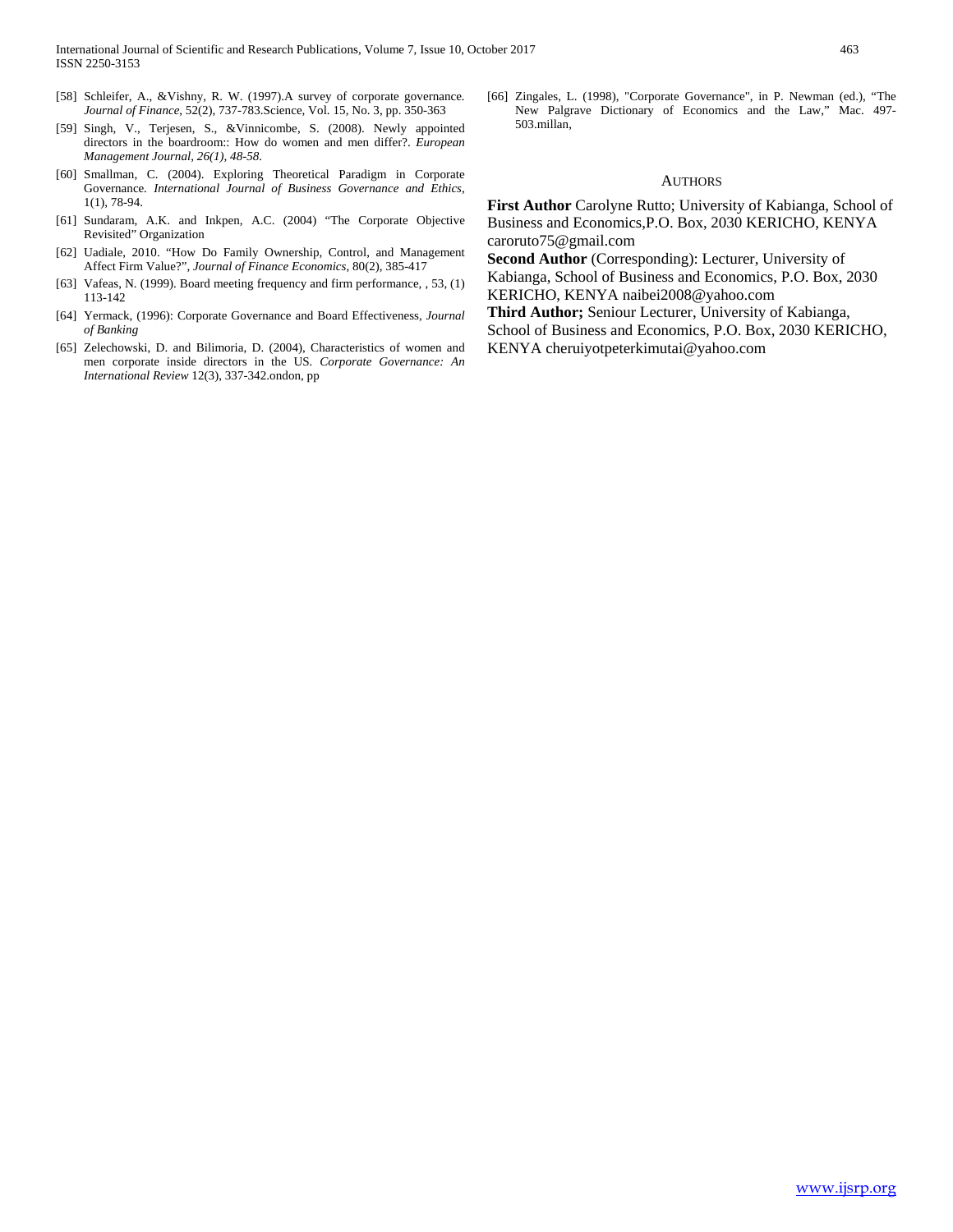[58] Schleifer, A., &Vishny, R. W. (1997).A survey of corporate governance. *Journal of Finance*, 52(2), 737-783.Science, Vol. 15, No. 3, pp. 350-363

[59] Singh, V., Terjesen, S., &Vinnicombe, S. (2008). Newly appointed directors in the boardroom:: How do women and men differ?. *European Management Journal, 26(1), 48-58.*

[60] Smallman, C. (2004). Exploring Theoretical Paradigm in Corporate Governance. *International Journal of Business Governance and Ethics*, 1(1), 78-94.

[61] Sundaram, A.K. and Inkpen, A.C. (2004) "The Corporate Objective Revisited" Organization

[62] Uadiale, 2010. "How Do Family Ownership, Control, and Management Affect Firm Value?", *Journal of Finance Economics*, 80(2), 385-417

[63] Vafeas, N. (1999). Board meeting frequency and firm performance, , 53, (1) 113-142

[64] Yermack, (1996): Corporate Governance and Board Effectiveness, *Journal of Banking*

[65] Zelechowski, D. and Bilimoria, D. (2004), Characteristics of women and men corporate inside directors in the US. *Corporate Governance: An International Review* 12(3), 337-342.ondon, pp

[66] Zingales, L. (1998), "Corporate Governance", in P. Newman (ed.), "The New Palgrave Dictionary of Economics and the Law," Mac. 497-503.millan,

## AUTHORS

**First Author** Carolyne Rutto; University of Kabianga, School of Business and Economics,P.O. Box, 2030 KERICHO, KENYA caroruto75@gmail.com

**Second Author** (Corresponding): Lecturer, University of Kabianga, School of Business and Economics, P.O. Box, 2030 KERICHO, KENYA naibei2008@yahoo.com

**Third Author;** Seniour Lecturer, University of Kabianga, School of Business and Economics, P.O. Box, 2030 KERICHO, KENYA cheruiyotpeterkimutai@yahoo.com